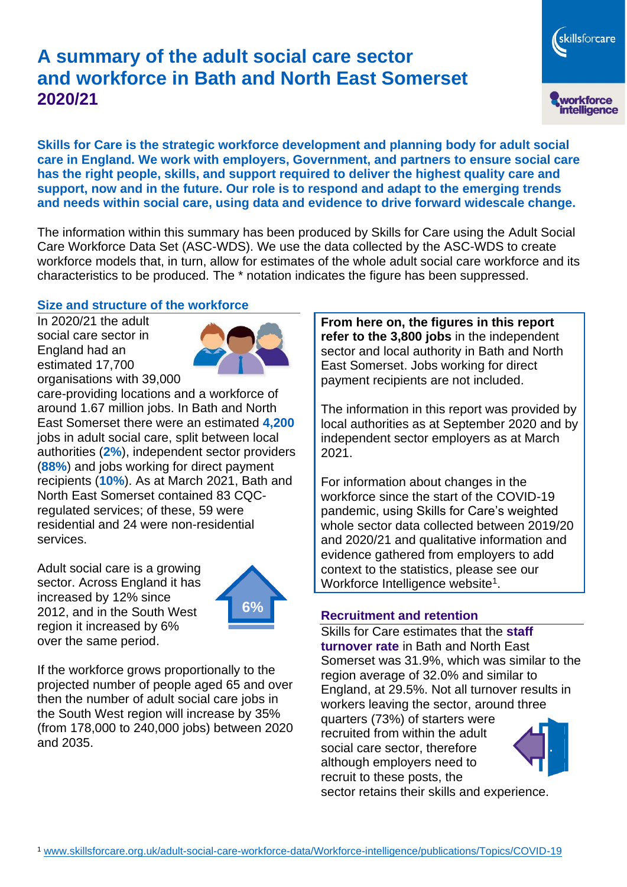# A summary of the adult social care sector and workforce in Bath and North East Somerset 2020/21

**Skills for Care is the strategic workforce development and planning body for adult social care in England. We work with employers, Government, and partners to ensure social care has the right people, skills, and support required to deliver the highest quality care and support, now and in the future. Our role is to respond and adapt to the emerging trends and needs within social care, using data and evidence to drive forward widescale change.**

The information within this summary has been produced by Skills for Care using the Adult Social Care Workforce Data Set (ASC-WDS). We use the data collected by the ASC-WDS to create workforce models that, in turn, allow for estimates of the whole adult social care workforce and its characteristics to be produced. The * notation indicates the figure has been suppressed.

## Size and structure of the workforce

In 2020/21 the adult social care sector in England had an estimated 17,700 organisations with 39,000 care-providing locations and a workforce of around 1.67 million jobs. In Bath and North East Somerset there were an estimated **4,200** jobs in adult social care, split between local authorities (**2%**), independent sector providers (**88%**) and jobs working for direct payment recipients (**10%**). As at March 2021, Bath and North East Somerset contained 83 CQC-regulated services; of these, 59 were residential and 24 were non-residential services.

Adult social care is a growing sector. Across England it has increased by 12% since 2012, and in the South West region it increased by 6% over the same period.

6%

If the workforce grows proportionally to the projected number of people aged 65 and over then the number of adult social care jobs in the South West region will increase by 35% (from 178,000 to 240,000 jobs) between 2020 and 2035.

**From here on, the figures in this report refer to the 3,800 jobs** in the independent sector and local authority in Bath and North East Somerset. Jobs working for direct payment recipients are not included.

The information in this report was provided by local authorities as at September 2020 and by independent sector employers as at March 2021.

For information about changes in the workforce since the start of the COVID-19 pandemic, using Skills for Care's weighted whole sector data collected between 2019/20 and 2020/21 and qualitative information and evidence gathered from employers to add context to the statistics, please see our Workforce Intelligence website[1].

## Recruitment and retention

Skills for Care estimates that the **staff turnover rate** in Bath and North East Somerset was 31.9%, which was similar to the region average of 32.0% and similar to England, at 29.5%. Not all turnover results in workers leaving the sector, around three quarters (73%) of starters were recruited from within the adult social care sector, therefore although employers need to recruit to these posts, the sector retains their skills and experience.

[1] www.skillsforcare.org.uk/adult-social-care-workforce-data/Workforce-intelligence/publications/Topics/COVID-19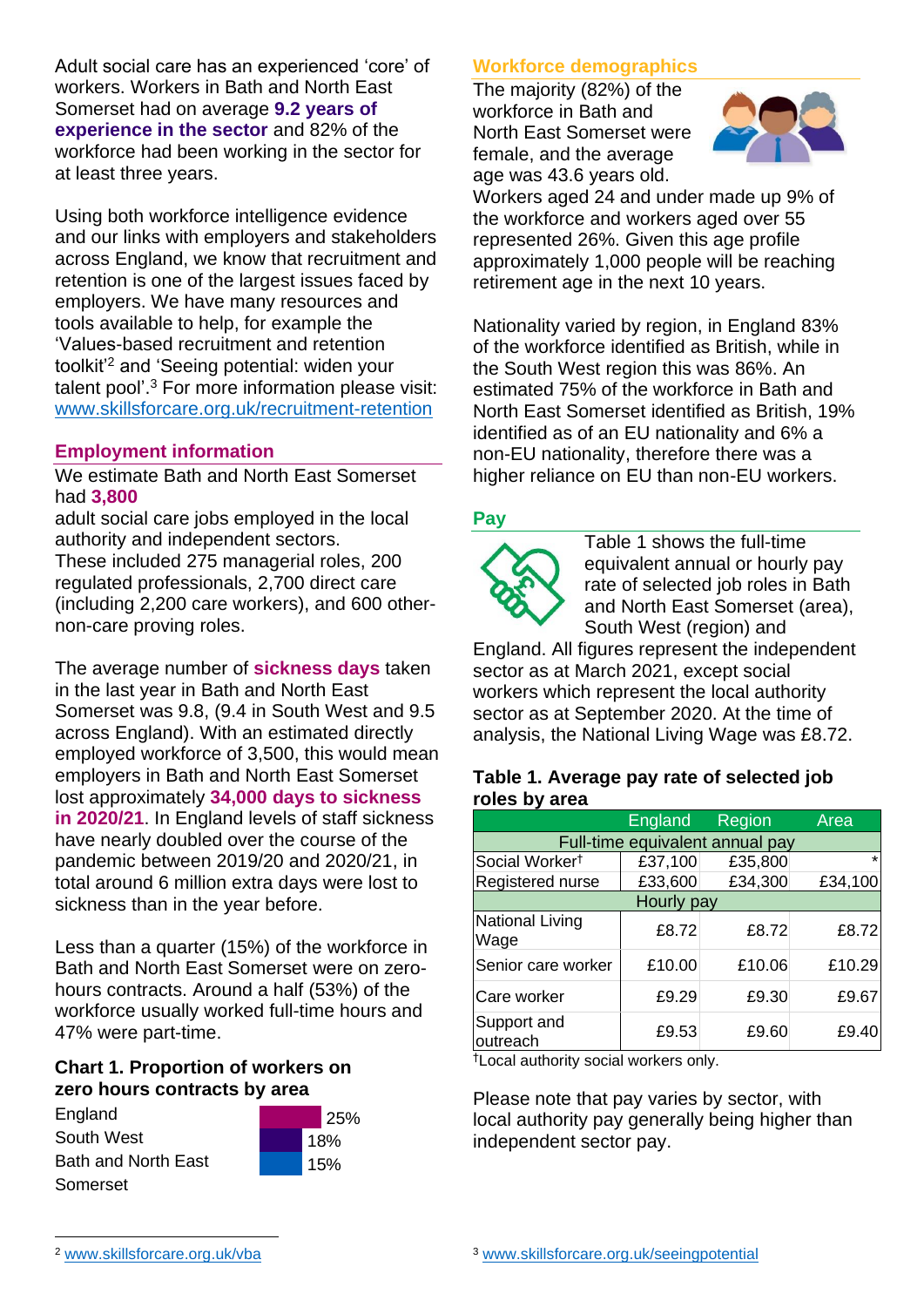Adult social care has an experienced 'core' of workers. Workers in Bath and North East Somerset had on average **9.2 years of experience in the sector** and 82% of the workforce had been working in the sector for at least three years.

Using both workforce intelligence evidence and our links with employers and stakeholders across England, we know that recruitment and retention is one of the largest issues faced by employers. We have many resources and tools available to help, for example the 'Values-based recruitment and retention toolkit'[2] and 'Seeing potential: widen your talent pool'.[3] For more information please visit: www.skillsforcare.org.uk/recruitment-retention

## Employment information

We estimate Bath and North East Somerset had **3,800** adult social care jobs employed in the local authority and independent sectors. These included 275 managerial roles, 200 regulated professionals, 2,700 direct care (including 2,200 care workers), and 600 other-non-care proving roles.

The average number of **sickness days** taken in the last year in Bath and North East Somerset was 9.8, (9.4 in South West and 9.5 across England). With an estimated directly employed workforce of 3,500, this would mean employers in Bath and North East Somerset lost approximately **34,000 days to sickness in 2020/21**. In England levels of staff sickness have nearly doubled over the course of the pandemic between 2019/20 and 2020/21, in total around 6 million extra days were lost to sickness than in the year before.

Less than a quarter (15%) of the workforce in Bath and North East Somerset were on zero-hours contracts. Around a half (53%) of the workforce usually worked full-time hours and 47% were part-time.

### Chart 1. Proportion of workers on zero hours contracts by area

| Area | Proportion |
|---|---|
| England | 25% |
| South West | 18% |
| Bath and North East Somerset | 15% |

## Workforce demographics

The majority (82%) of the workforce in Bath and North East Somerset were female, and the average age was 43.6 years old. Workers aged 24 and under made up 9% of the workforce and workers aged over 55 represented 26%. Given this age profile approximately 1,000 people will be reaching retirement age in the next 10 years.

Nationality varied by region, in England 83% of the workforce identified as British, while in the South West region this was 86%. An estimated 75% of the workforce in Bath and North East Somerset identified as British, 19% identified as of an EU nationality and 6% a non-EU nationality, therefore there was a higher reliance on EU than non-EU workers.

## Pay

Table 1 shows the full-time equivalent annual or hourly pay rate of selected job roles in Bath and North East Somerset (area), South West (region) and England. All figures represent the independent sector as at March 2021, except social workers which represent the local authority sector as at September 2020. At the time of analysis, the National Living Wage was £8.72.

### Table 1. Average pay rate of selected job roles by area

| | England | Region | Area |
|---|---|---|---|
| **Full-time equivalent annual pay** | | | |
| Social Worker† | £37,100 | £35,800 | * |
| Registered nurse | £33,600 | £34,300 | £34,100 |
| **Hourly pay** | | | |
| National Living Wage | £8.72 | £8.72 | £8.72 |
| Senior care worker | £10.00 | £10.06 | £10.29 |
| Care worker | £9.29 | £9.30 | £9.67 |
| Support and outreach | £9.53 | £9.60 | £9.40 |

†Local authority social workers only.

Please note that pay varies by sector, with local authority pay generally being higher than independent sector pay.

[2] www.skillsforcare.org.uk/vba

[3] www.skillsforcare.org.uk/seeingpotential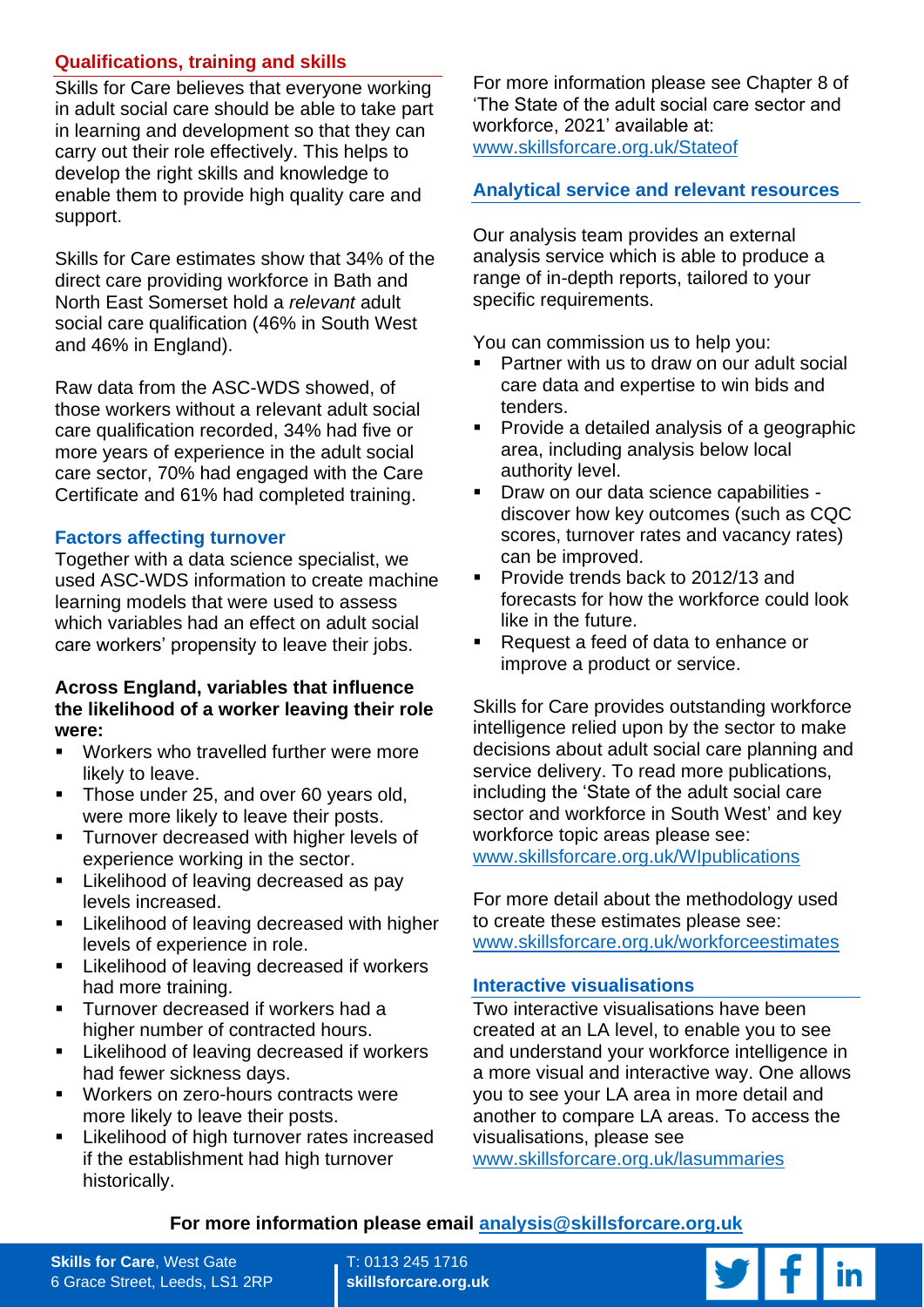## Qualifications, training and skills

Skills for Care believes that everyone working in adult social care should be able to take part in learning and development so that they can carry out their role effectively. This helps to develop the right skills and knowledge to enable them to provide high quality care and support.

Skills for Care estimates show that 34% of the direct care providing workforce in Bath and North East Somerset hold a *relevant* adult social care qualification (46% in South West and 46% in England).

Raw data from the ASC-WDS showed, of those workers without a relevant adult social care qualification recorded, 34% had five or more years of experience in the adult social care sector, 70% had engaged with the Care Certificate and 61% had completed training.

## Factors affecting turnover

Together with a data science specialist, we used ASC-WDS information to create machine learning models that were used to assess which variables had an effect on adult social care workers' propensity to leave their jobs.

**Across England, variables that influence the likelihood of a worker leaving their role were:**

- Workers who travelled further were more likely to leave.
- Those under 25, and over 60 years old, were more likely to leave their posts.
- Turnover decreased with higher levels of experience working in the sector.
- Likelihood of leaving decreased as pay levels increased.
- Likelihood of leaving decreased with higher levels of experience in role.
- Likelihood of leaving decreased if workers had more training.
- Turnover decreased if workers had a higher number of contracted hours.
- Likelihood of leaving decreased if workers had fewer sickness days.
- Workers on zero-hours contracts were more likely to leave their posts.
- Likelihood of high turnover rates increased if the establishment had high turnover historically.

For more information please see Chapter 8 of 'The State of the adult social care sector and workforce, 2021' available at: www.skillsforcare.org.uk/Stateof

## Analytical service and relevant resources

Our analysis team provides an external analysis service which is able to produce a range of in-depth reports, tailored to your specific requirements.

You can commission us to help you:

- Partner with us to draw on our adult social care data and expertise to win bids and tenders.
- Provide a detailed analysis of a geographic area, including analysis below local authority level.
- Draw on our data science capabilities - discover how key outcomes (such as CQC scores, turnover rates and vacancy rates) can be improved.
- Provide trends back to 2012/13 and forecasts for how the workforce could look like in the future.
- Request a feed of data to enhance or improve a product or service.

Skills for Care provides outstanding workforce intelligence relied upon by the sector to make decisions about adult social care planning and service delivery. To read more publications, including the 'State of the adult social care sector and workforce in South West' and key workforce topic areas please see: www.skillsforcare.org.uk/WIpublications

For more detail about the methodology used to create these estimates please see: www.skillsforcare.org.uk/workforceestimates

## Interactive visualisations

Two interactive visualisations have been created at an LA level, to enable you to see and understand your workforce intelligence in a more visual and interactive way. One allows you to see your LA area in more detail and another to compare LA areas. To access the visualisations, please see www.skillsforcare.org.uk/lasummaries

**For more information please email analysis@skillsforcare.org.uk**

**Skills for Care**, West Gate
6 Grace Street, Leeds, LS1 2RP

T: 0113 245 1716
**skillsforcare.org.uk**